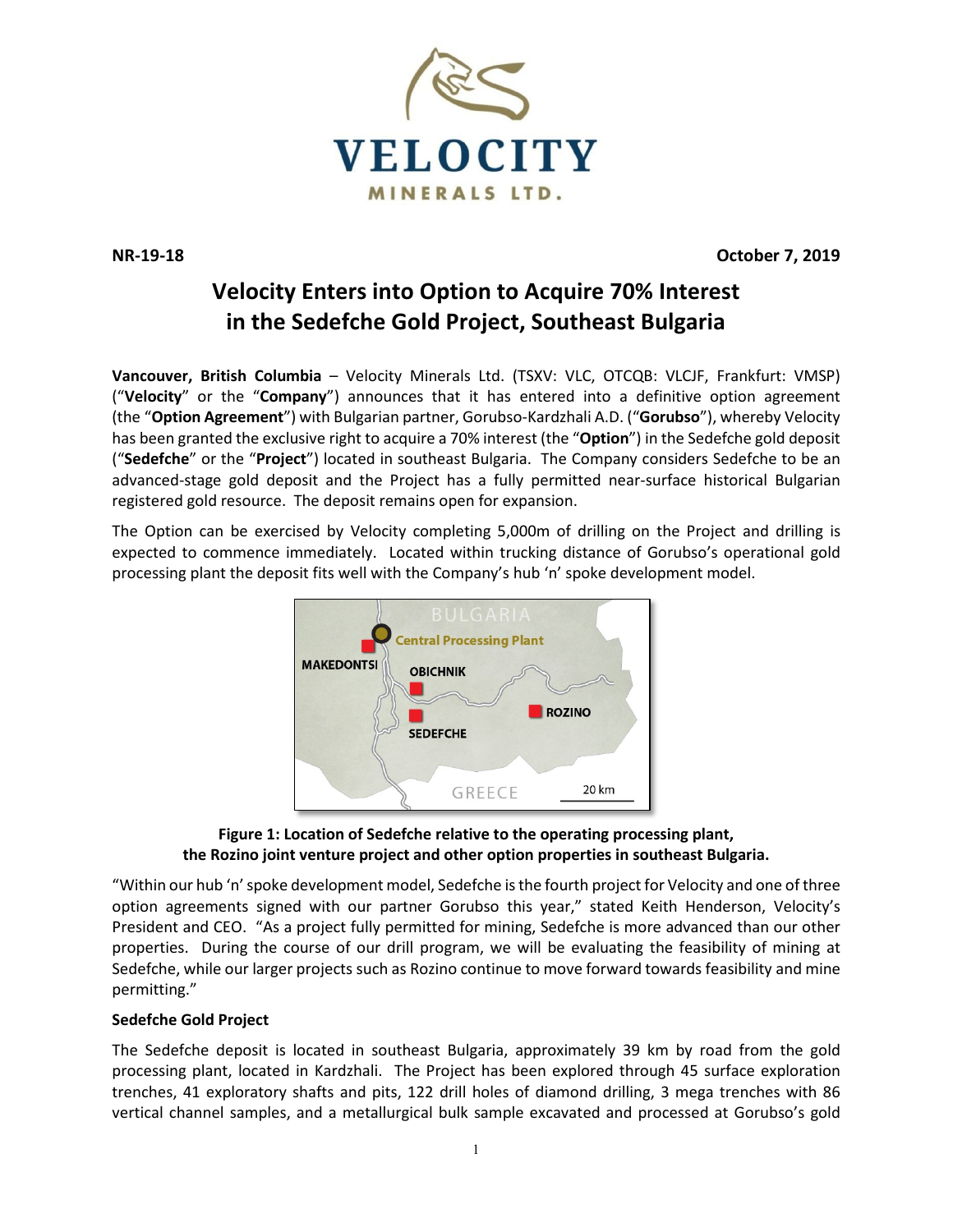**NR-19-18** **October 7, 2019**

# Velocity Enters into Option to Acquire 70% Interest in the Sedefche Gold Project, Southeast Bulgaria

**Vancouver, British Columbia** – Velocity Minerals Ltd. (TSXV: VLC, OTCQB: VLCJF, Frankfurt: VMSP) ("**Velocity**" or the "**Company**") announces that it has entered into a definitive option agreement (the "**Option Agreement**") with Bulgarian partner, Gorubso-Kardzhali A.D. ("**Gorubso**"), whereby Velocity has been granted the exclusive right to acquire a 70% interest (the "**Option**") in the Sedefche gold deposit ("**Sedefche**" or the "**Project**") located in southeast Bulgaria. The Company considers Sedefche to be an advanced-stage gold deposit and the Project has a fully permitted near-surface historical Bulgarian registered gold resource. The deposit remains open for expansion.

The Option can be exercised by Velocity completing 5,000m of drilling on the Project and drilling is expected to commence immediately. Located within trucking distance of Gorubso's operational gold processing plant the deposit fits well with the Company's hub 'n' spoke development model.

**Figure 1: Location of Sedefche relative to the operating processing plant, the Rozino joint venture project and other option properties in southeast Bulgaria.**

"Within our hub 'n' spoke development model, Sedefche is the fourth project for Velocity and one of three option agreements signed with our partner Gorubso this year," stated Keith Henderson, Velocity's President and CEO. "As a project fully permitted for mining, Sedefche is more advanced than our other properties. During the course of our drill program, we will be evaluating the feasibility of mining at Sedefche, while our larger projects such as Rozino continue to move forward towards feasibility and mine permitting."

**Sedefche Gold Project**

The Sedefche deposit is located in southeast Bulgaria, approximately 39 km by road from the gold processing plant, located in Kardzhali. The Project has been explored through 45 surface exploration trenches, 41 exploratory shafts and pits, 122 drill holes of diamond drilling, 3 mega trenches with 86 vertical channel samples, and a metallurgical bulk sample excavated and processed at Gorubso's gold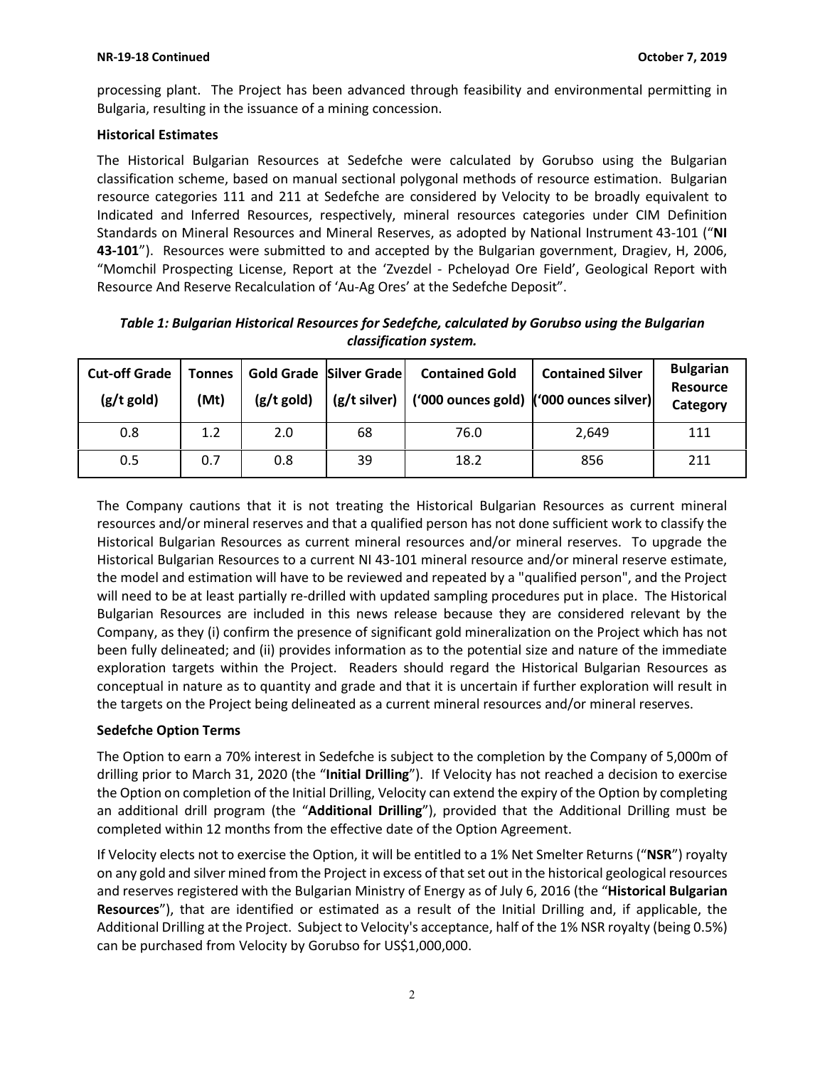processing plant. The Project has been advanced through feasibility and environmental permitting in Bulgaria, resulting in the issuance of a mining concession.

**Historical Estimates**

The Historical Bulgarian Resources at Sedefche were calculated by Gorubso using the Bulgarian classification scheme, based on manual sectional polygonal methods of resource estimation. Bulgarian resource categories 111 and 211 at Sedefche are considered by Velocity to be broadly equivalent to Indicated and Inferred Resources, respectively, mineral resources categories under CIM Definition Standards on Mineral Resources and Mineral Reserves, as adopted by National Instrument 43-101 ("**NI 43-101**"). Resources were submitted to and accepted by the Bulgarian government, Dragiev, H, 2006, "Momchil Prospecting License, Report at the 'Zvezdel - Pcheloyad Ore Field', Geological Report with Resource And Reserve Recalculation of 'Au-Ag Ores' at the Sedefche Deposit".

***Table 1: Bulgarian Historical Resources for Sedefche, calculated by Gorubso using the Bulgarian classification system.***

| Cut-off Grade (g/t gold) | Tonnes (Mt) | Gold Grade (g/t gold) | Silver Grade (g/t silver) | Contained Gold ('000 ounces gold) | Contained Silver ('000 ounces silver) | Bulgarian Resource Category |
|---|---|---|---|---|---|---|
| 0.8 | 1.2 | 2.0 | 68 | 76.0 | 2,649 | 111 |
| 0.5 | 0.7 | 0.8 | 39 | 18.2 | 856 | 211 |

The Company cautions that it is not treating the Historical Bulgarian Resources as current mineral resources and/or mineral reserves and that a qualified person has not done sufficient work to classify the Historical Bulgarian Resources as current mineral resources and/or mineral reserves. To upgrade the Historical Bulgarian Resources to a current NI 43-101 mineral resource and/or mineral reserve estimate, the model and estimation will have to be reviewed and repeated by a "qualified person", and the Project will need to be at least partially re-drilled with updated sampling procedures put in place. The Historical Bulgarian Resources are included in this news release because they are considered relevant by the Company, as they (i) confirm the presence of significant gold mineralization on the Project which has not been fully delineated; and (ii) provides information as to the potential size and nature of the immediate exploration targets within the Project. Readers should regard the Historical Bulgarian Resources as conceptual in nature as to quantity and grade and that it is uncertain if further exploration will result in the targets on the Project being delineated as a current mineral resources and/or mineral reserves.

**Sedefche Option Terms**

The Option to earn a 70% interest in Sedefche is subject to the completion by the Company of 5,000m of drilling prior to March 31, 2020 (the "**Initial Drilling**"). If Velocity has not reached a decision to exercise the Option on completion of the Initial Drilling, Velocity can extend the expiry of the Option by completing an additional drill program (the "**Additional Drilling**"), provided that the Additional Drilling must be completed within 12 months from the effective date of the Option Agreement.

If Velocity elects not to exercise the Option, it will be entitled to a 1% Net Smelter Returns ("**NSR**") royalty on any gold and silver mined from the Project in excess of that set out in the historical geological resources and reserves registered with the Bulgarian Ministry of Energy as of July 6, 2016 (the "**Historical Bulgarian Resources**"), that are identified or estimated as a result of the Initial Drilling and, if applicable, the Additional Drilling at the Project. Subject to Velocity's acceptance, half of the 1% NSR royalty (being 0.5%) can be purchased from Velocity by Gorubso for US$1,000,000.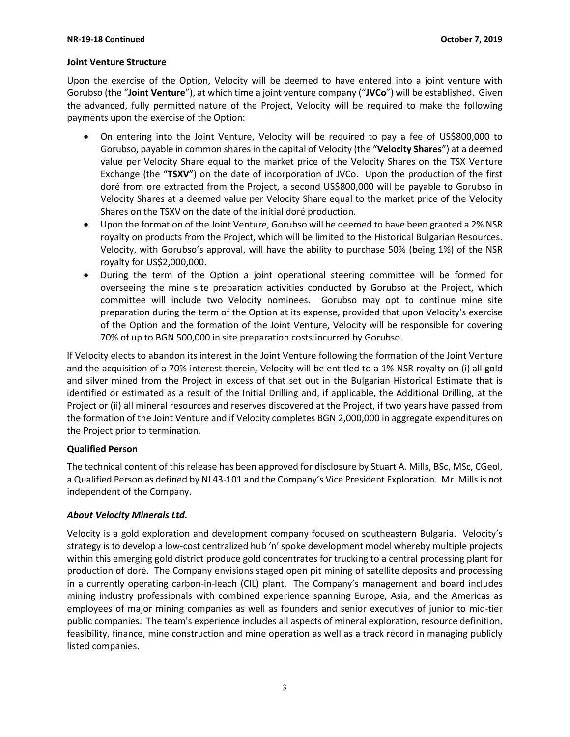**Joint Venture Structure**

Upon the exercise of the Option, Velocity will be deemed to have entered into a joint venture with Gorubso (the "**Joint Venture**"), at which time a joint venture company ("**JVCo**") will be established. Given the advanced, fully permitted nature of the Project, Velocity will be required to make the following payments upon the exercise of the Option:

- On entering into the Joint Venture, Velocity will be required to pay a fee of US$800,000 to Gorubso, payable in common shares in the capital of Velocity (the "**Velocity Shares**") at a deemed value per Velocity Share equal to the market price of the Velocity Shares on the TSX Venture Exchange (the "**TSXV**") on the date of incorporation of JVCo. Upon the production of the first doré from ore extracted from the Project, a second US$800,000 will be payable to Gorubso in Velocity Shares at a deemed value per Velocity Share equal to the market price of the Velocity Shares on the TSXV on the date of the initial doré production.
- Upon the formation of the Joint Venture, Gorubso will be deemed to have been granted a 2% NSR royalty on products from the Project, which will be limited to the Historical Bulgarian Resources. Velocity, with Gorubso's approval, will have the ability to purchase 50% (being 1%) of the NSR royalty for US$2,000,000.
- During the term of the Option a joint operational steering committee will be formed for overseeing the mine site preparation activities conducted by Gorubso at the Project, which committee will include two Velocity nominees. Gorubso may opt to continue mine site preparation during the term of the Option at its expense, provided that upon Velocity's exercise of the Option and the formation of the Joint Venture, Velocity will be responsible for covering 70% of up to BGN 500,000 in site preparation costs incurred by Gorubso.

If Velocity elects to abandon its interest in the Joint Venture following the formation of the Joint Venture and the acquisition of a 70% interest therein, Velocity will be entitled to a 1% NSR royalty on (i) all gold and silver mined from the Project in excess of that set out in the Bulgarian Historical Estimate that is identified or estimated as a result of the Initial Drilling and, if applicable, the Additional Drilling, at the Project or (ii) all mineral resources and reserves discovered at the Project, if two years have passed from the formation of the Joint Venture and if Velocity completes BGN 2,000,000 in aggregate expenditures on the Project prior to termination.

**Qualified Person**

The technical content of this release has been approved for disclosure by Stuart A. Mills, BSc, MSc, CGeol, a Qualified Person as defined by NI 43-101 and the Company's Vice President Exploration. Mr. Mills is not independent of the Company.

***About Velocity Minerals Ltd.***

Velocity is a gold exploration and development company focused on southeastern Bulgaria. Velocity's strategy is to develop a low-cost centralized hub 'n' spoke development model whereby multiple projects within this emerging gold district produce gold concentrates for trucking to a central processing plant for production of doré. The Company envisions staged open pit mining of satellite deposits and processing in a currently operating carbon-in-leach (CIL) plant. The Company's management and board includes mining industry professionals with combined experience spanning Europe, Asia, and the Americas as employees of major mining companies as well as founders and senior executives of junior to mid-tier public companies. The team's experience includes all aspects of mineral exploration, resource definition, feasibility, finance, mine construction and mine operation as well as a track record in managing publicly listed companies.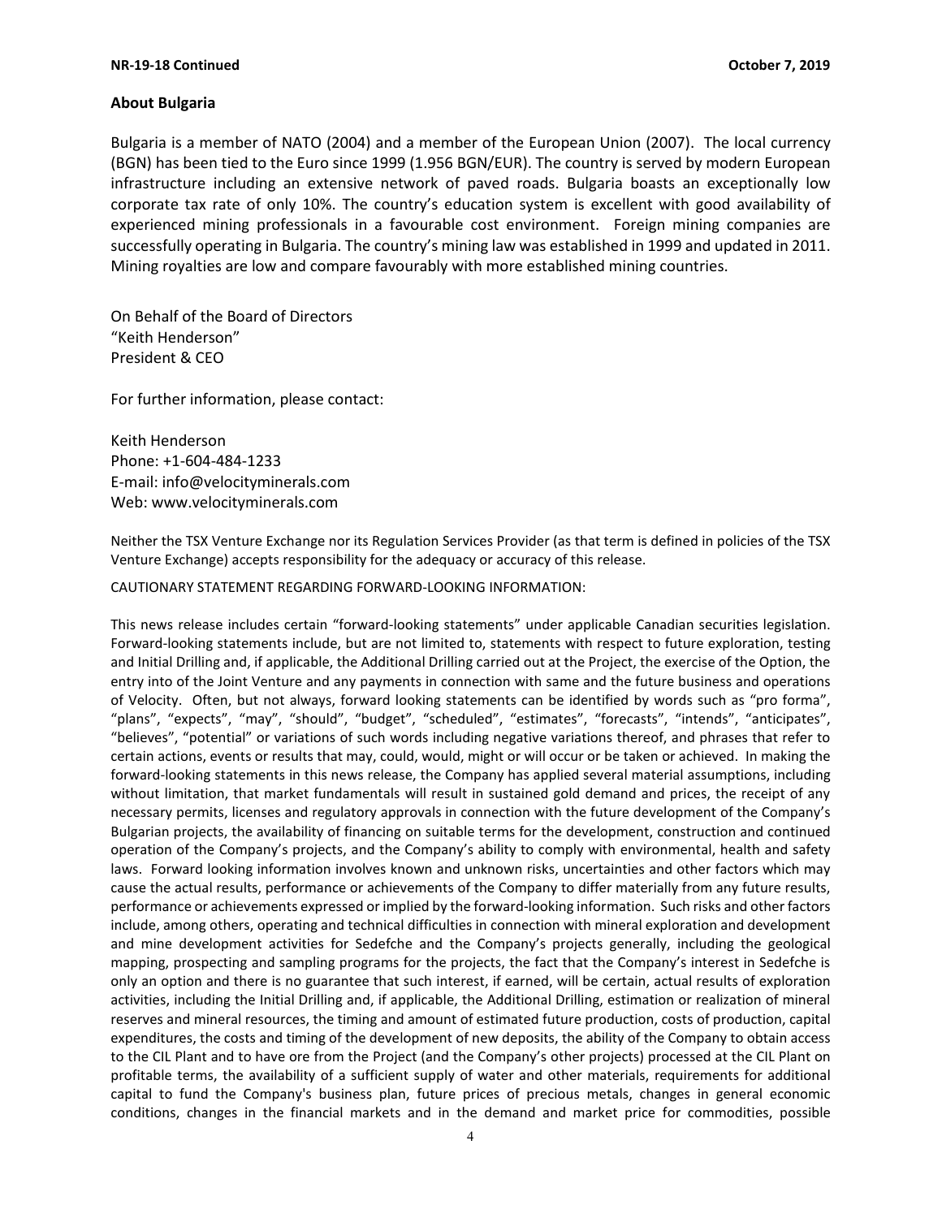## About Bulgaria

Bulgaria is a member of NATO (2004) and a member of the European Union (2007). The local currency (BGN) has been tied to the Euro since 1999 (1.956 BGN/EUR). The country is served by modern European infrastructure including an extensive network of paved roads. Bulgaria boasts an exceptionally low corporate tax rate of only 10%. The country's education system is excellent with good availability of experienced mining professionals in a favourable cost environment. Foreign mining companies are successfully operating in Bulgaria. The country's mining law was established in 1999 and updated in 2011. Mining royalties are low and compare favourably with more established mining countries.

On Behalf of the Board of Directors
"Keith Henderson"
President & CEO

For further information, please contact:

Keith Henderson
Phone: +1-604-484-1233
E-mail: info@velocityminerals.com
Web: www.velocityminerals.com

Neither the TSX Venture Exchange nor its Regulation Services Provider (as that term is defined in policies of the TSX Venture Exchange) accepts responsibility for the adequacy or accuracy of this release.

CAUTIONARY STATEMENT REGARDING FORWARD-LOOKING INFORMATION:

This news release includes certain "forward-looking statements" under applicable Canadian securities legislation. Forward-looking statements include, but are not limited to, statements with respect to future exploration, testing and Initial Drilling and, if applicable, the Additional Drilling carried out at the Project, the exercise of the Option, the entry into of the Joint Venture and any payments in connection with same and the future business and operations of Velocity. Often, but not always, forward looking statements can be identified by words such as "pro forma", "plans", "expects", "may", "should", "budget", "scheduled", "estimates", "forecasts", "intends", "anticipates", "believes", "potential" or variations of such words including negative variations thereof, and phrases that refer to certain actions, events or results that may, could, would, might or will occur or be taken or achieved. In making the forward-looking statements in this news release, the Company has applied several material assumptions, including without limitation, that market fundamentals will result in sustained gold demand and prices, the receipt of any necessary permits, licenses and regulatory approvals in connection with the future development of the Company's Bulgarian projects, the availability of financing on suitable terms for the development, construction and continued operation of the Company's projects, and the Company's ability to comply with environmental, health and safety laws. Forward looking information involves known and unknown risks, uncertainties and other factors which may cause the actual results, performance or achievements of the Company to differ materially from any future results, performance or achievements expressed or implied by the forward-looking information. Such risks and other factors include, among others, operating and technical difficulties in connection with mineral exploration and development and mine development activities for Sedefche and the Company's projects generally, including the geological mapping, prospecting and sampling programs for the projects, the fact that the Company's interest in Sedefche is only an option and there is no guarantee that such interest, if earned, will be certain, actual results of exploration activities, including the Initial Drilling and, if applicable, the Additional Drilling, estimation or realization of mineral reserves and mineral resources, the timing and amount of estimated future production, costs of production, capital expenditures, the costs and timing of the development of new deposits, the ability of the Company to obtain access to the CIL Plant and to have ore from the Project (and the Company's other projects) processed at the CIL Plant on profitable terms, the availability of a sufficient supply of water and other materials, requirements for additional capital to fund the Company's business plan, future prices of precious metals, changes in general economic conditions, changes in the financial markets and in the demand and market price for commodities, possible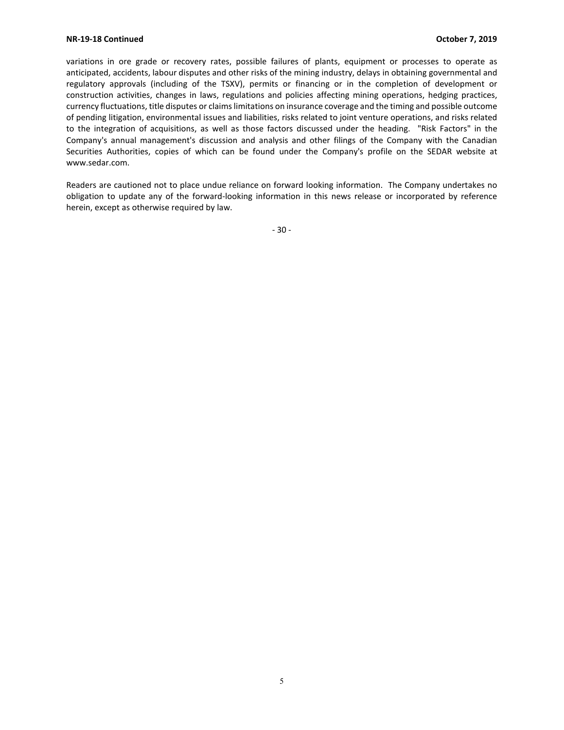variations in ore grade or recovery rates, possible failures of plants, equipment or processes to operate as anticipated, accidents, labour disputes and other risks of the mining industry, delays in obtaining governmental and regulatory approvals (including of the TSXV), permits or financing or in the completion of development or construction activities, changes in laws, regulations and policies affecting mining operations, hedging practices, currency fluctuations, title disputes or claims limitations on insurance coverage and the timing and possible outcome of pending litigation, environmental issues and liabilities, risks related to joint venture operations, and risks related to the integration of acquisitions, as well as those factors discussed under the heading. "Risk Factors" in the Company's annual management's discussion and analysis and other filings of the Company with the Canadian Securities Authorities, copies of which can be found under the Company's profile on the SEDAR website at www.sedar.com.

Readers are cautioned not to place undue reliance on forward looking information. The Company undertakes no obligation to update any of the forward-looking information in this news release or incorporated by reference herein, except as otherwise required by law.

- 30 -